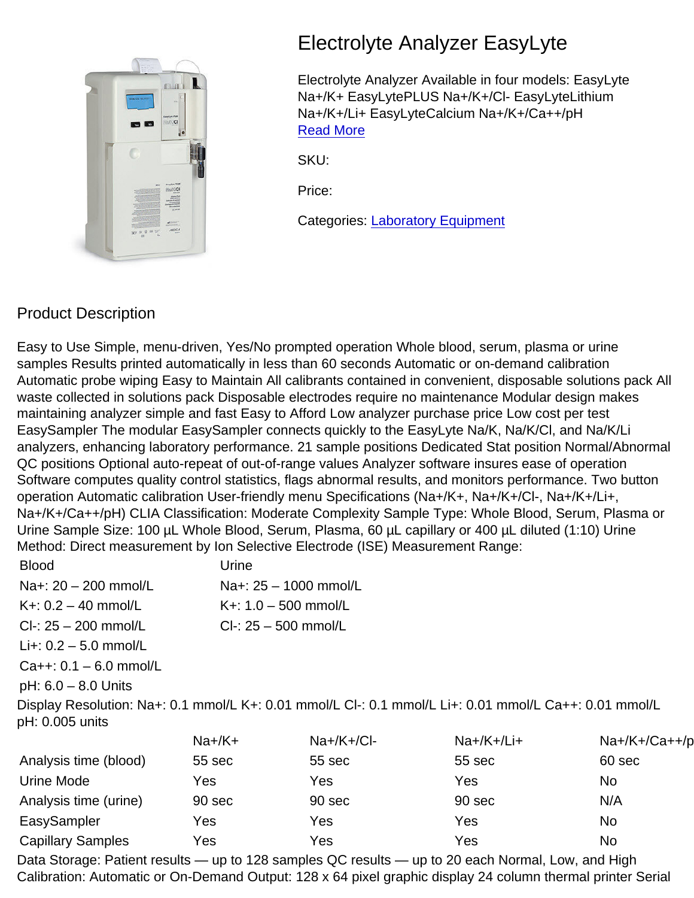# Electrolyte Analyzer EasyLyte

Electrolyte Analyzer Available in four models: EasyLyte $Na^+/K^+$ EasyLytePLUS $Na^+/K^+/Cl^-$ EasyLyteLithium $Na^+/K^+/Li^+$ EasyLyteCalcium $Na^+/K^+/Ca^{++}$/pH
Read More

SKU:

Price:

Categories: Laboratory Equipment

## Product Description

Easy to Use Simple, menu-driven, Yes/No prompted operation Whole blood, serum, plasma or urine samples Results printed automatically in less than 60 seconds Automatic or on-demand calibration Automatic probe wiping Easy to Maintain All calibrants contained in convenient, disposable solutions pack All waste collected in solutions pack Disposable electrodes require no maintenance Modular design makes maintaining analyzer simple and fast Easy to Afford Low analyzer purchase price Low cost per test EasySampler The modular EasySampler connects quickly to the EasyLyte Na/K, Na/K/Cl, and Na/K/Li analyzers, enhancing laboratory performance. 21 sample positions Dedicated Stat position Normal/Abnormal QC positions Optional auto-repeat of out-of-range values Analyzer software insures ease of operation Software computes quality control statistics, flags abnormal results, and monitors performance. Two button operation Automatic calibration User-friendly menu Specifications ($Na^+/K^+$, $Na^+/K^+/Cl^-$, $Na^+/K^+/Li^+$, $Na^+/K^+/Ca^{++}$/pH) CLIA Classification: Moderate Complexity Sample Type: Whole Blood, Serum, Plasma or Urine Sample Size: 100 µL Whole Blood, Serum, Plasma, 60 µL capillary or 400 µL diluted (1:10) Urine Method: Direct measurement by Ion Selective Electrode (ISE) Measurement Range:

| Blood | Urine |
|---|---|
| $Na^+$: 20 – 200 mmol/L | $Na^+$: 25 – 1000 mmol/L |
| $K^+$: 0.2 – 40 mmol/L | $K^+$: 1.0 – 500 mmol/L |
| $Cl^-$: 25 – 200 mmol/L | $Cl^-$: 25 – 500 mmol/L |
| $Li^+$: 0.2 – 5.0 mmol/L | |
| $Ca^{++}$: 0.1 – 6.0 mmol/L | |
| pH: 6.0 – 8.0 Units | |

Display Resolution: $Na^+$: 0.1 mmol/L $K^+$: 0.01 mmol/L $Cl^-$: 0.1 mmol/L $Li^+$: 0.01 mmol/L $Ca^{++}$: 0.01 mmol/L pH: 0.005 units

| | $Na^+/K^+$ | $Na^+/K^+/Cl^-$ | $Na^+/K^+/Li^+$ | $Na^+/K^+/Ca^{++}$/p |
|---|---|---|---|---|
| Analysis time (blood) | 55 sec | 55 sec | 55 sec | 60 sec |
| Urine Mode | Yes | Yes | Yes | No |
| Analysis time (urine) | 90 sec | 90 sec | 90 sec | N/A |
| EasySampler | Yes | Yes | Yes | No |
| Capillary Samples | Yes | Yes | Yes | No |

Data Storage: Patient results — up to 128 samples QC results — up to 20 each Normal, Low, and High Calibration: Automatic or On-Demand Output: 128 x 64 pixel graphic display 24 column thermal printer Serial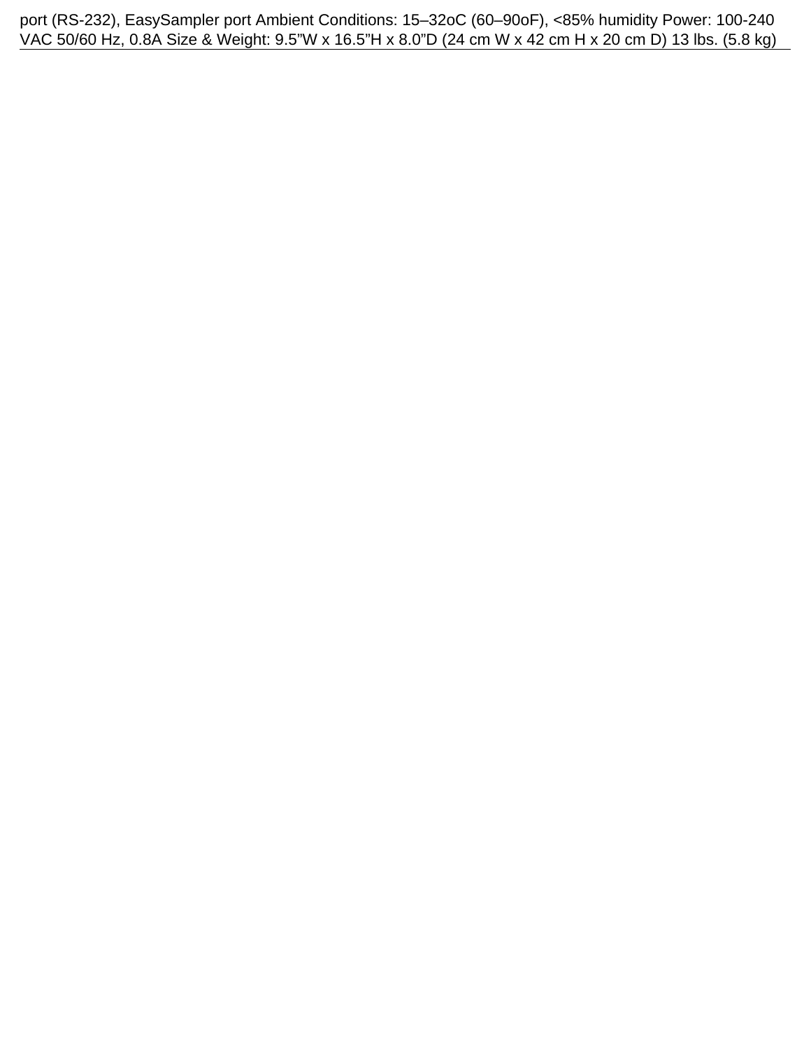port (RS-232), EasySampler port Ambient Conditions: 15–32oC (60–90oF), <85% humidity Power: 100-240 VAC 50/60 Hz, 0.8A Size & Weight: 9.5"W x 16.5"H x 8.0"D (24 cm W x 42 cm H x 20 cm D) 13 lbs. (5.8 kg)